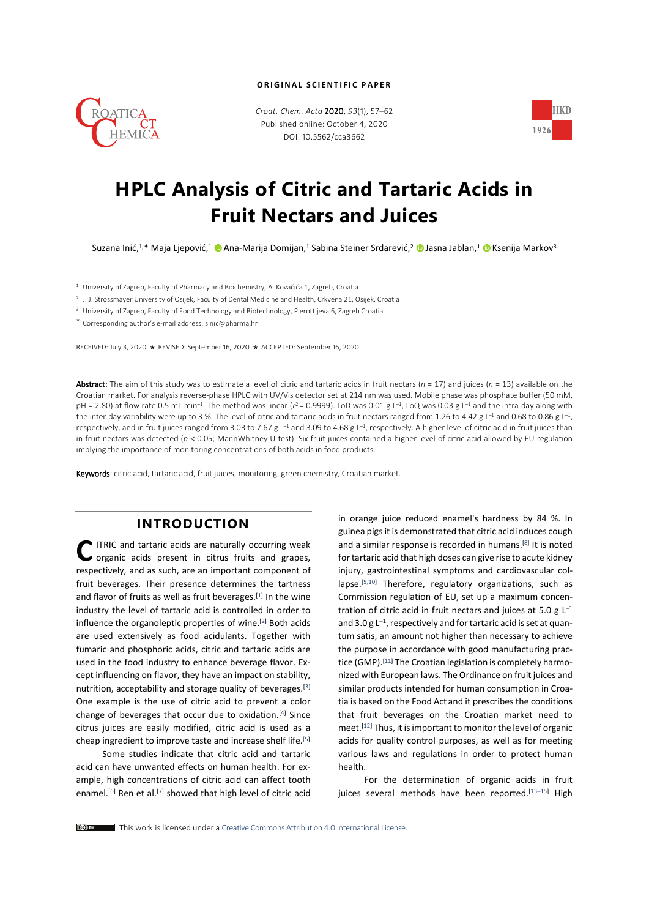ORIGINAL SCIENTIFIC PAPER

Croat. Chem. Acta 2020, 93(1), 57–62
Published online: October 4, 2020
DOI: 10.5562/cca3662

# HPLC Analysis of Citric and Tartaric Acids in Fruit Nectars and Juices

Suzana Inić,[1,*] Maja Ljepović,[1] Ana-Marija Domijan,[1] Sabina Steiner Srdarević,[2] Jasna Jablan,[1] Ksenija Markov[3]

[1] University of Zagreb, Faculty of Pharmacy and Biochemistry, A. Kovačića 1, Zagreb, Croatia
[2] J. J. Strossmayer University of Osijek, Faculty of Dental Medicine and Health, Crkvena 21, Osijek, Croatia
[3] University of Zagreb, Faculty of Food Technology and Biotechnology, Pierottijeva 6, Zagreb Croatia
[*] Corresponding author's e-mail address: sinic@pharma.hr

RECEIVED: July 3, 2020 ★ REVISED: September 16, 2020 ★ ACCEPTED: September 16, 2020

**Abstract:** The aim of this study was to estimate a level of citric and tartaric acids in fruit nectars ($n$ = 17) and juices ($n$ = 13) available on the Croatian market. For analysis reverse-phase HPLC with UV/Vis detector set at 214 nm was used. Mobile phase was phosphate buffer (50 mM, pH = 2.80) at flow rate 0.5 mL min$^{-1}$. The method was linear ($r^2$ = 0.9999). LoD was 0.01 g L$^{-1}$, LoQ was 0.03 g L$^{-1}$ and the intra-day along with the inter-day variability were up to 3 %. The level of citric and tartaric acids in fruit nectars ranged from 1.26 to 4.42 g L$^{-1}$ and 0.68 to 0.86 g L$^{-1}$, respectively, and in fruit juices ranged from 3.03 to 7.67 g L$^{-1}$ and 3.09 to 4.68 g L$^{-1}$, respectively. A higher level of citric acid in fruit juices than in fruit nectars was detected ($p$ < 0.05; MannWhitney U test). Six fruit juices contained a higher level of citric acid allowed by EU regulation implying the importance of monitoring concentrations of both acids in food products.

**Keywords**: citric acid, tartaric acid, fruit juices, monitoring, green chemistry, Croatian market.

## INTRODUCTION

CITRIC and tartaric acids are naturally occurring weak organic acids present in citrus fruits and grapes, respectively, and as such, are an important component of fruit beverages. Their presence determines the tartness and flavor of fruits as well as fruit beverages.[1] In the wine industry the level of tartaric acid is controlled in order to influence the organoleptic properties of wine.[2] Both acids are used extensively as food acidulants. Together with fumaric and phosphoric acids, citric and tartaric acids are used in the food industry to enhance beverage flavor. Except influencing on flavor, they have an impact on stability, nutrition, acceptability and storage quality of beverages.[3] One example is the use of citric acid to prevent a color change of beverages that occur due to oxidation.[4] Since citrus juices are easily modified, citric acid is used as a cheap ingredient to improve taste and increase shelf life.[5]

Some studies indicate that citric acid and tartaric acid can have unwanted effects on human health. For example, high concentrations of citric acid can affect tooth enamel.[6] Ren et al.[7] showed that high level of citric acid in orange juice reduced enamel's hardness by 84 %. In guinea pigs it is demonstrated that citric acid induces cough and a similar response is recorded in humans.[8] It is noted for tartaric acid that high doses can give rise to acute kidney injury, gastrointestinal symptoms and cardiovascular collapse.[9,10] Therefore, regulatory organizations, such as Commission regulation of EU, set up a maximum concentration of citric acid in fruit nectars and juices at 5.0 g L$^{-1}$ and 3.0 g L$^{-1}$, respectively and for tartaric acid is set at quantum satis, an amount not higher than necessary to achieve the purpose in accordance with good manufacturing practice (GMP).[11] The Croatian legislation is completely harmonized with European laws. The Ordinance on fruit juices and similar products intended for human consumption in Croatia is based on the Food Act and it prescribes the conditions that fruit beverages on the Croatian market need to meet.[12] Thus, it is important to monitor the level of organic acids for quality control purposes, as well as for meeting various laws and regulations in order to protect human health.

For the determination of organic acids in fruit juices several methods have been reported.[13–15] High

This work is licensed under a Creative Commons Attribution 4.0 International License.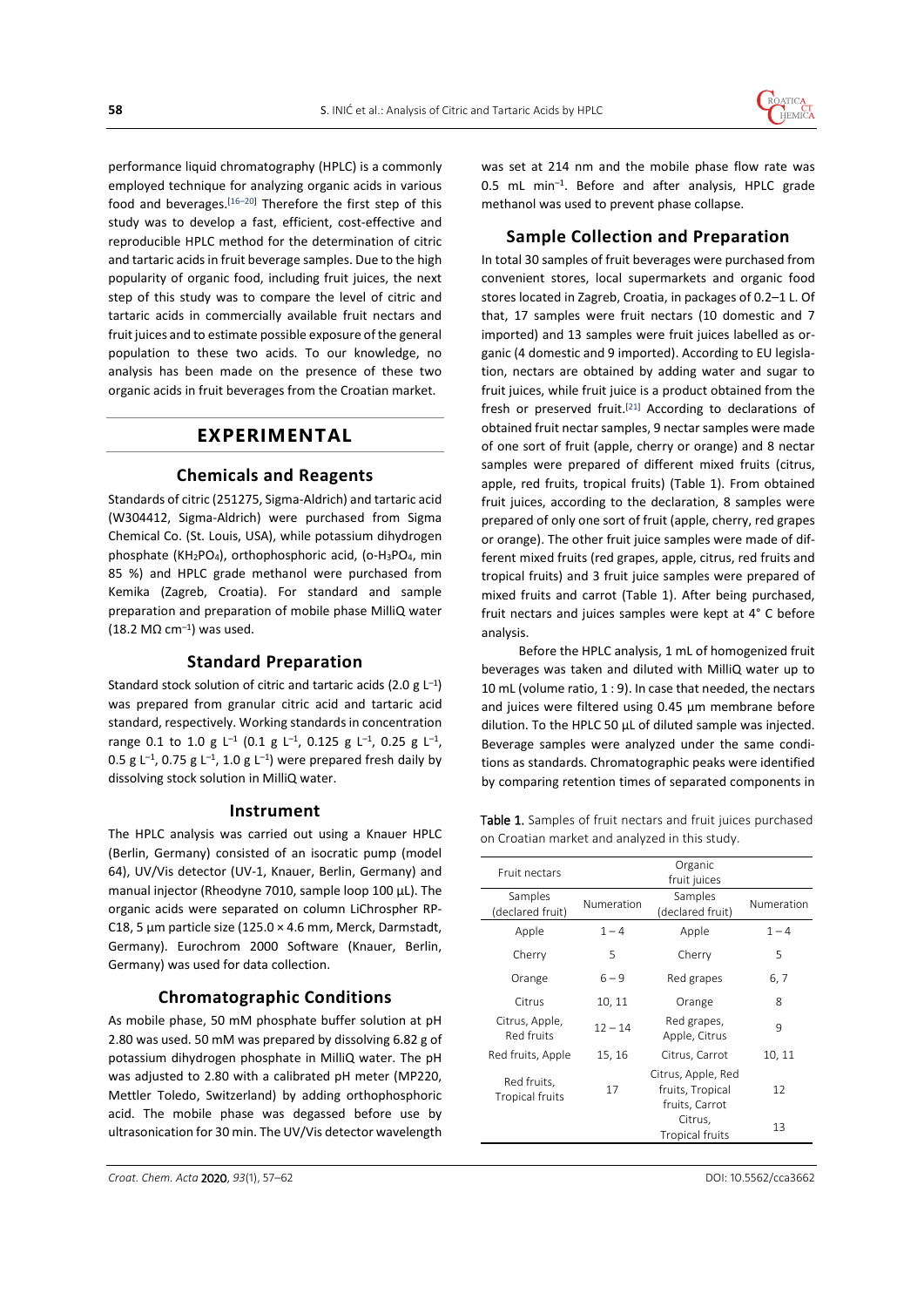performance liquid chromatography (HPLC) is a commonly employed technique for analyzing organic acids in various food and beverages.[16–20] Therefore the first step of this study was to develop a fast, efficient, cost-effective and reproducible HPLC method for the determination of citric and tartaric acids in fruit beverage samples. Due to the high popularity of organic food, including fruit juices, the next step of this study was to compare the level of citric and tartaric acids in commercially available fruit nectars and fruit juices and to estimate possible exposure of the general population to these two acids. To our knowledge, no analysis has been made on the presence of these two organic acids in fruit beverages from the Croatian market.

## EXPERIMENTAL

### Chemicals and Reagents

Standards of citric (251275, Sigma-Aldrich) and tartaric acid (W304412, Sigma-Aldrich) were purchased from Sigma Chemical Co. (St. Louis, USA), while potassium dihydrogen phosphate ($KH_2PO_4$), orthophosphoric acid, (o-$H_3PO_4$, min 85 %) and HPLC grade methanol were purchased from Kemika (Zagreb, Croatia). For standard and sample preparation and preparation of mobile phase MilliQ water (18.2 MΩ $cm^{-1}$) was used.

### Standard Preparation

Standard stock solution of citric and tartaric acids (2.0 g $L^{-1}$) was prepared from granular citric acid and tartaric acid standard, respectively. Working standards in concentration range 0.1 to 1.0 g $L^{-1}$ (0.1 g $L^{-1}$, 0.125 g $L^{-1}$, 0.25 g $L^{-1}$, 0.5 g $L^{-1}$, 0.75 g $L^{-1}$, 1.0 g $L^{-1}$) were prepared fresh daily by dissolving stock solution in MilliQ water.

### Instrument

The HPLC analysis was carried out using a Knauer HPLC (Berlin, Germany) consisted of an isocratic pump (model 64), UV/Vis detector (UV-1, Knauer, Berlin, Germany) and manual injector (Rheodyne 7010, sample loop 100 µL). The organic acids were separated on column LiChrospher RP-C18, 5 µm particle size (125.0 × 4.6 mm, Merck, Darmstadt, Germany). Eurochrom 2000 Software (Knauer, Berlin, Germany) was used for data collection.

### Chromatographic Conditions

As mobile phase, 50 mM phosphate buffer solution at pH 2.80 was used. 50 mM was prepared by dissolving 6.82 g of potassium dihydrogen phosphate in MilliQ water. The pH was adjusted to 2.80 with a calibrated pH meter (MP220, Mettler Toledo, Switzerland) by adding orthophosphoric acid. The mobile phase was degassed before use by ultrasonication for 30 min. The UV/Vis detector wavelength was set at 214 nm and the mobile phase flow rate was 0.5 mL $min^{-1}$. Before and after analysis, HPLC grade methanol was used to prevent phase collapse.

### Sample Collection and Preparation

In total 30 samples of fruit beverages were purchased from convenient stores, local supermarkets and organic food stores located in Zagreb, Croatia, in packages of 0.2–1 L. Of that, 17 samples were fruit nectars (10 domestic and 7 imported) and 13 samples were fruit juices labelled as organic (4 domestic and 9 imported). According to EU legislation, nectars are obtained by adding water and sugar to fruit juices, while fruit juice is a product obtained from the fresh or preserved fruit.[21] According to declarations of obtained fruit nectar samples, 9 nectar samples were made of one sort of fruit (apple, cherry or orange) and 8 nectar samples were prepared of different mixed fruits (citrus, apple, red fruits, tropical fruits) (Table 1). From obtained fruit juices, according to the declaration, 8 samples were prepared of only one sort of fruit (apple, cherry, red grapes or orange). The other fruit juice samples were made of different mixed fruits (red grapes, apple, citrus, red fruits and tropical fruits) and 3 fruit juice samples were prepared of mixed fruits and carrot (Table 1). After being purchased, fruit nectars and juices samples were kept at 4° C before analysis.

Before the HPLC analysis, 1 mL of homogenized fruit beverages was taken and diluted with MilliQ water up to 10 mL (volume ratio, 1 : 9). In case that needed, the nectars and juices were filtered using 0.45 µm membrane before dilution. To the HPLC 50 µL of diluted sample was injected. Beverage samples were analyzed under the same conditions as standards. Chromatographic peaks were identified by comparing retention times of separated components in

**Table 1.** Samples of fruit nectars and fruit juices purchased on Croatian market and analyzed in this study.

| Fruit nectars | | Organic fruit juices | |
|---|---|---|---|
| Samples (declared fruit) | Numeration | Samples (declared fruit) | Numeration |
| Apple | 1 – 4 | Apple | 1 – 4 |
| Cherry | 5 | Cherry | 5 |
| Orange | 6 – 9 | Red grapes | 6, 7 |
| Citrus | 10, 11 | Orange | 8 |
| Citrus, Apple, Red fruits | 12 – 14 | Red grapes, Apple, Citrus | 9 |
| Red fruits, Apple | 15, 16 | Citrus, Carrot | 10, 11 |
| Red fruits, Tropical fruits | 17 | Citrus, Apple, Red fruits, Tropical fruits, Carrot | 12 |
| | | Citrus, Tropical fruits | 13 |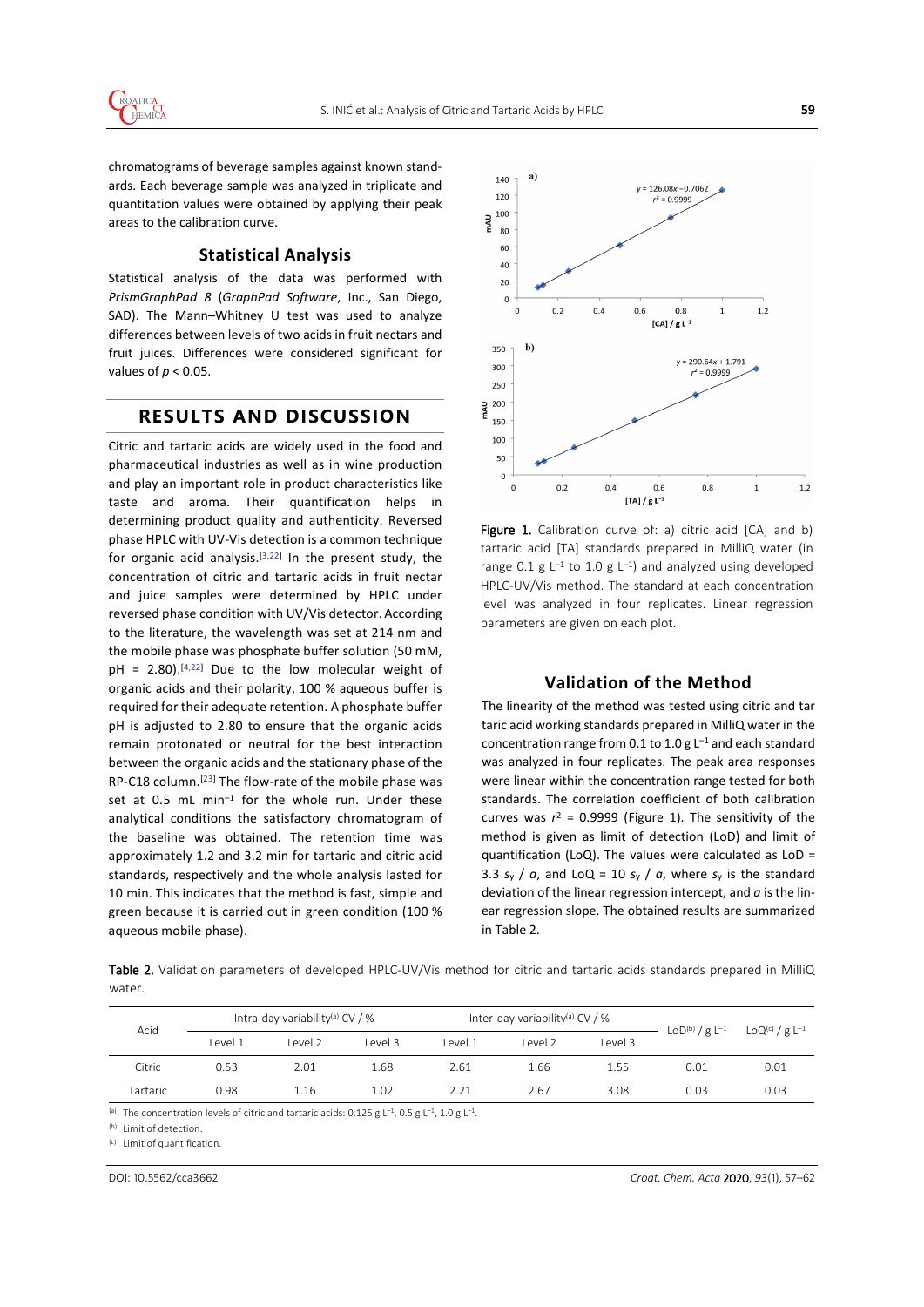chromatograms of beverage samples against known standards. Each beverage sample was analyzed in triplicate and quantitation values were obtained by applying their peak areas to the calibration curve.

### Statistical Analysis

Statistical analysis of the data was performed with *PrismGraphPad 8* (*GraphPad Software*, Inc., San Diego, SAD). The Mann–Whitney U test was used to analyze differences between levels of two acids in fruit nectars and fruit juices. Differences were considered significant for values of $p < 0.05$.

## RESULTS AND DISCUSSION

Citric and tartaric acids are widely used in the food and pharmaceutical industries as well as in wine production and play an important role in product characteristics like taste and aroma. Their quantification helps in determining product quality and authenticity. Reversed phase HPLC with UV-Vis detection is a common technique for organic acid analysis.[3,22] In the present study, the concentration of citric and tartaric acids in fruit nectar and juice samples were determined by HPLC under reversed phase condition with UV/Vis detector. According to the literature, the wavelength was set at 214 nm and the mobile phase was phosphate buffer solution (50 mM, pH = 2.80).[4,22] Due to the low molecular weight of organic acids and their polarity, 100 % aqueous buffer is required for their adequate retention. A phosphate buffer pH is adjusted to 2.80 to ensure that the organic acids remain protonated or neutral for the best interaction between the organic acids and the stationary phase of the RP-C18 column.[23] The flow-rate of the mobile phase was set at 0.5 mL min$^{-1}$ for the whole run. Under these analytical conditions the satisfactory chromatogram of the baseline was obtained. The retention time was approximately 1.2 and 3.2 min for tartaric and citric acid standards, respectively and the whole analysis lasted for 10 min. This indicates that the method is fast, simple and green because it is carried out in green condition (100 % aqueous mobile phase).

**Figure 1.** Calibration curve of: a) citric acid [CA] and b) tartaric acid [TA] standards prepared in MilliQ water (in range 0.1 g L$^{-1}$ to 1.0 g L$^{-1}$) and analyzed using developed HPLC-UV/Vis method. The standard at each concentration level was analyzed in four replicates. Linear regression parameters are given on each plot.

### Validation of the Method

The linearity of the method was tested using citric and tartaric acid working standards prepared in MilliQ water in the concentration range from 0.1 to 1.0 g L$^{-1}$ and each standard was analyzed in four replicates. The peak area responses were linear within the concentration range tested for both standards. The correlation coefficient of both calibration curves was $r^2 = 0.9999$ (Figure 1). The sensitivity of the method is given as limit of detection (LoD) and limit of quantification (LoQ). The values were calculated as LoD = $3.3\ s_y / a$, and LoQ = $10\ s_y / a$, where $s_y$ is the standard deviation of the linear regression intercept, and $a$ is the linear regression slope. The obtained results are summarized in Table 2.

**Table 2.** Validation parameters of developed HPLC-UV/Vis method for citric and tartaric acids standards prepared in MilliQ water.

| Acid | Intra-day variability[(a)] CV / % | | | Inter-day variability[(a)] CV / % | | | LoD[(b)] / g L$^{-1}$ | LoQ[(c)] / g L$^{-1}$ |
|---|---|---|---|---|---|---|---|---|
| | Level 1 | Level 2 | Level 3 | Level 1 | Level 2 | Level 3 | | |
| Citric | 0.53 | 2.01 | 1.68 | 2.61 | 1.66 | 1.55 | 0.01 | 0.01 |
| Tartaric | 0.98 | 1.16 | 1.02 | 2.21 | 2.67 | 3.08 | 0.03 | 0.03 |

[(a)] The concentration levels of citric and tartaric acids: 0.125 g L$^{-1}$, 0.5 g L$^{-1}$, 1.0 g L$^{-1}$.

[(b)] Limit of detection.

[(c)] Limit of quantification.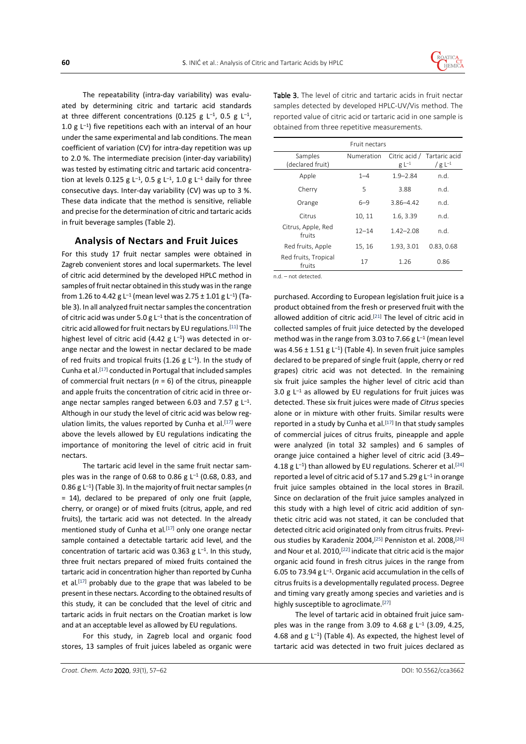The repeatability (intra-day variability) was evaluated by determining citric and tartaric acid standards at three different concentrations (0.125 g L$^{-1}$, 0.5 g L$^{-1}$, 1.0 g L$^{-1}$) five repetitions each with an interval of an hour under the same experimental and lab conditions. The mean coefficient of variation (CV) for intra-day repetition was up to 2.0 %. The intermediate precision (inter-day variability) was tested by estimating citric and tartaric acid concentration at levels 0.125 g L$^{-1}$, 0.5 g L$^{-1}$, 1.0 g L$^{-1}$ daily for three consecutive days. Inter-day variability (CV) was up to 3 %. These data indicate that the method is sensitive, reliable and precise for the determination of citric and tartaric acids in fruit beverage samples (Table 2).

## Analysis of Nectars and Fruit Juices

For this study 17 fruit nectar samples were obtained in Zagreb convenient stores and local supermarkets. The level of citric acid determined by the developed HPLC method in samples of fruit nectar obtained in this study was in the range from 1.26 to 4.42 g L$^{-1}$ (mean level was 2.75 ± 1.01 g L$^{-1}$) (Table 3). In all analyzed fruit nectar samples the concentration of citric acid was under 5.0 g L$^{-1}$ that is the concentration of citric acid allowed for fruit nectars by EU regulations.[11] The highest level of citric acid (4.42 g L$^{-1}$) was detected in orange nectar and the lowest in nectar declared to be made of red fruits and tropical fruits (1.26 g L$^{-1}$). In the study of Cunha et al.[17] conducted in Portugal that included samples of commercial fruit nectars ($n$ = 6) of the citrus, pineapple and apple fruits the concentration of citric acid in three orange nectar samples ranged between 6.03 and 7.57 g L$^{-1}$. Although in our study the level of citric acid was below regulation limits, the values reported by Cunha et al.[17] were above the levels allowed by EU regulations indicating the importance of monitoring the level of citric acid in fruit nectars.

The tartaric acid level in the same fruit nectar samples was in the range of 0.68 to 0.86 g L$^{-1}$ (0.68, 0.83, and 0.86 g L$^{-1}$) (Table 3). In the majority of fruit nectar samples ($n$ = 14), declared to be prepared of only one fruit (apple, cherry, or orange) or of mixed fruits (citrus, apple, and red fruits), the tartaric acid was not detected. In the already mentioned study of Cunha et al.[17] only one orange nectar sample contained a detectable tartaric acid level, and the concentration of tartaric acid was 0.363 g L$^{-1}$. In this study, three fruit nectars prepared of mixed fruits contained the tartaric acid in concentration higher than reported by Cunha et al.[17] probably due to the grape that was labeled to be present in these nectars. According to the obtained results of this study, it can be concluded that the level of citric and tartaric acids in fruit nectars on the Croatian market is low and at an acceptable level as allowed by EU regulations.

For this study, in Zagreb local and organic food stores, 13 samples of fruit juices labeled as organic were purchased. According to European legislation fruit juice is a product obtained from the fresh or preserved fruit with the allowed addition of citric acid.[21] The level of citric acid in collected samples of fruit juice detected by the developed method was in the range from 3.03 to 7.66 g L$^{-1}$ (mean level was 4.56 ± 1.51 g L$^{-1}$) (Table 4). In seven fruit juice samples declared to be prepared of single fruit (apple, cherry or red grapes) citric acid was not detected. In the remaining six fruit juice samples the higher level of citric acid than 3.0 g L$^{-1}$ as allowed by EU regulations for fruit juices was detected. These six fruit juices were made of *Citrus* species alone or in mixture with other fruits. Similar results were reported in a study by Cunha et al.[17] In that study samples of commercial juices of citrus fruits, pineapple and apple were analyzed (in total 32 samples) and 6 samples of orange juice contained a higher level of citric acid (3.49–4.18 g L$^{-1}$) than allowed by EU regulations. Scherer et al.[24] reported a level of citric acid of 5.17 and 5.29 g L$^{-1}$ in orange fruit juice samples obtained in the local stores in Brazil. Since on declaration of the fruit juice samples analyzed in this study with a high level of citric acid addition of synthetic citric acid was not stated, it can be concluded that detected citric acid originated only from citrus fruits. Previous studies by Karadeniz 2004,[25] Penniston et al. 2008,[26] and Nour et al. 2010,[22] indicate that citric acid is the major organic acid found in fresh citrus juices in the range from 6.05 to 73.94 g L$^{-1}$. Organic acid accumulation in the cells of citrus fruits is a developmentally regulated process. Degree and timing vary greatly among species and varieties and is highly susceptible to agroclimate.[27]

The level of tartaric acid in obtained fruit juice samples was in the range from 3.09 to 4.68 g L$^{-1}$ (3.09, 4.25, 4.68 and g L$^{-1}$) (Table 4). As expected, the highest level of tartaric acid was detected in two fruit juices declared as

**Table 3.** The level of citric and tartaric acids in fruit nectar samples detected by developed HPLC-UV/Vis method. The reported value of citric acid or tartaric acid in one sample is obtained from three repetitive measurements.

| Fruit nectars | | | |
|---|---|---|---|
| Samples (declared fruit) | Numeration | Citric acid / g L$^{-1}$ | Tartaric acid / g L$^{-1}$ |
| Apple | 1–4 | 1.9–2.84 | n.d. |
| Cherry | 5 | 3.88 | n.d. |
| Orange | 6–9 | 3.86–4.42 | n.d. |
| Citrus | 10, 11 | 1.6, 3.39 | n.d. |
| Citrus, Apple, Red fruits | 12–14 | 1.42–2.08 | n.d. |
| Red fruits, Apple | 15, 16 | 1.93, 3.01 | 0.83, 0.68 |
| Red fruits, Tropical fruits | 17 | 1.26 | 0.86 |

n.d. – not detected.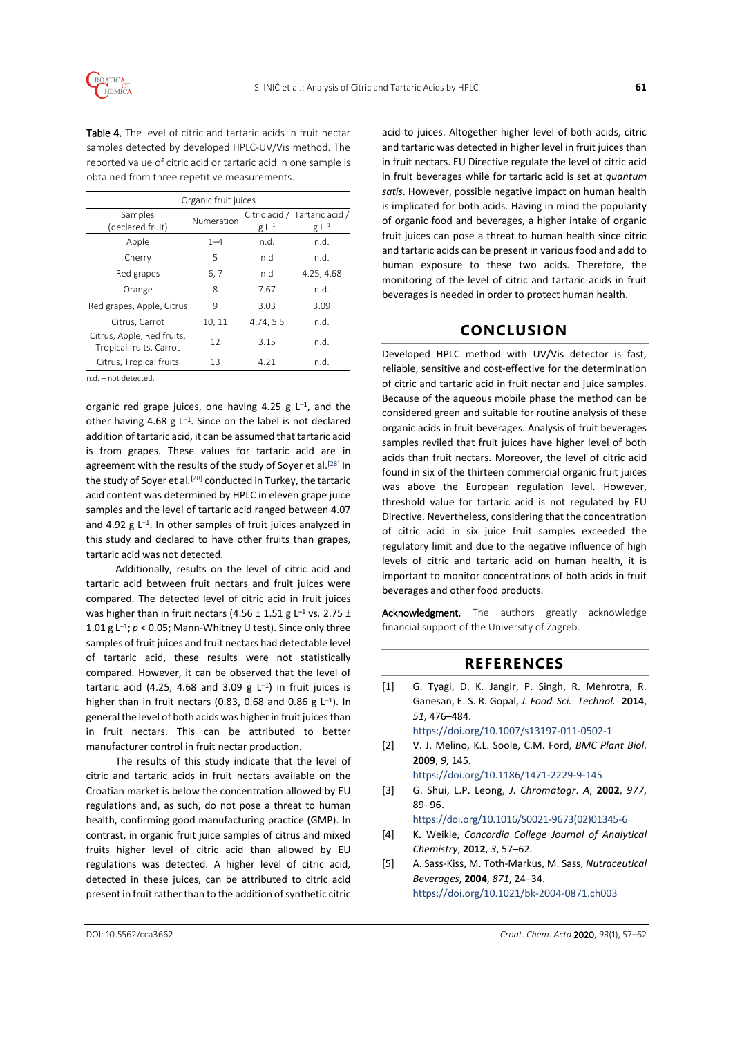**Table 4.** The level of citric and tartaric acids in fruit nectar samples detected by developed HPLC-UV/Vis method. The reported value of citric acid or tartaric acid in one sample is obtained from three repetitive measurements.

| Organic fruit juices | | | |
|---|---|---|---|
| Samples (declared fruit) | Numeration | Citric acid / g $L^{-1}$ | Tartaric acid / g $L^{-1}$ |
| Apple | 1–4 | n.d. | n.d. |
| Cherry | 5 | n.d | n.d. |
| Red grapes | 6, 7 | n.d | 4.25, 4.68 |
| Orange | 8 | 7.67 | n.d. |
| Red grapes, Apple, Citrus | 9 | 3.03 | 3.09 |
| Citrus, Carrot | 10, 11 | 4.74, 5.5 | n.d. |
| Citrus, Apple, Red fruits, Tropical fruits, Carrot | 12 | 3.15 | n.d. |
| Citrus, Tropical fruits | 13 | 4.21 | n.d. |

n.d. – not detected.

organic red grape juices, one having 4.25 g $L^{-1}$, and the other having 4.68 g $L^{-1}$. Since on the label is not declared addition of tartaric acid, it can be assumed that tartaric acid is from grapes. These values for tartaric acid are in agreement with the results of the study of Soyer et al.[28] In the study of Soyer et al.[28] conducted in Turkey, the tartaric acid content was determined by HPLC in eleven grape juice samples and the level of tartaric acid ranged between 4.07 and 4.92 g $L^{-1}$. In other samples of fruit juices analyzed in this study and declared to have other fruits than grapes, tartaric acid was not detected.

Additionally, results on the level of citric acid and tartaric acid between fruit nectars and fruit juices were compared. The detected level of citric acid in fruit juices was higher than in fruit nectars (4.56 ± 1.51 g $L^{-1}$ vs. 2.75 ± 1.01 g $L^{-1}$; $p < 0.05$; Mann-Whitney U test). Since only three samples of fruit juices and fruit nectars had detectable level of tartaric acid, these results were not statistically compared. However, it can be observed that the level of tartaric acid (4.25, 4.68 and 3.09 g $L^{-1}$) in fruit juices is higher than in fruit nectars (0.83, 0.68 and 0.86 g $L^{-1}$). In general the level of both acids was higher in fruit juices than in fruit nectars. This can be attributed to better manufacturer control in fruit nectar production.

The results of this study indicate that the level of citric and tartaric acids in fruit nectars available on the Croatian market is below the concentration allowed by EU regulations and, as such, do not pose a threat to human health, confirming good manufacturing practice (GMP). In contrast, in organic fruit juice samples of citrus and mixed fruits higher level of citric acid than allowed by EU regulations was detected. A higher level of citric acid, detected in these juices, can be attributed to citric acid present in fruit rather than to the addition of synthetic citric acid to juices. Altogether higher level of both acids, citric and tartaric was detected in higher level in fruit juices than in fruit nectars. EU Directive regulate the level of citric acid in fruit beverages while for tartaric acid is set at *quantum satis*. However, possible negative impact on human health is implicated for both acids. Having in mind the popularity of organic food and beverages, a higher intake of organic fruit juices can pose a threat to human health since citric and tartaric acids can be present in various food and add to human exposure to these two acids. Therefore, the monitoring of the level of citric and tartaric acids in fruit beverages is needed in order to protect human health.

## CONCLUSION

Developed HPLC method with UV/Vis detector is fast, reliable, sensitive and cost-effective for the determination of citric and tartaric acid in fruit nectar and juice samples. Because of the aqueous mobile phase the method can be considered green and suitable for routine analysis of these organic acids in fruit beverages. Analysis of fruit beverages samples reviled that fruit juices have higher level of both acids than fruit nectars. Moreover, the level of citric acid found in six of the thirteen commercial organic fruit juices was above the European regulation level. However, threshold value for tartaric acid is not regulated by EU Directive. Nevertheless, considering that the concentration of citric acid in six juice fruit samples exceeded the regulatory limit and due to the negative influence of high levels of citric and tartaric acid on human health, it is important to monitor concentrations of both acids in fruit beverages and other food products.

**Acknowledgment.** The authors greatly acknowledge financial support of the University of Zagreb.

## REFERENCES

[1] G. Tyagi, D. K. Jangir, P. Singh, R. Mehrotra, R. Ganesan, E. S. R. Gopal, *J. Food Sci. Technol.* **2014**, *51*, 476–484. https://doi.org/10.1007/s13197-011-0502-1

[2] V. J. Melino, K.L. Soole, C.M. Ford, *BMC Plant Biol*. **2009**, *9*, 145. https://doi.org/10.1186/1471-2229-9-145

[3] G. Shui, L.P. Leong, *J. Chromatogr. A*, **2002**, *977*, 89–96. https://doi.org/10.1016/S0021-9673(02)01345-6

[4] K. Weikle, *Concordia College Journal of Analytical Chemistry*, **2012**, *3*, 57–62.

[5] A. Sass-Kiss, M. Toth-Markus, M. Sass, *Nutraceutical Beverages*, **2004**, *871*, 24–34. https://doi.org/10.1021/bk-2004-0871.ch003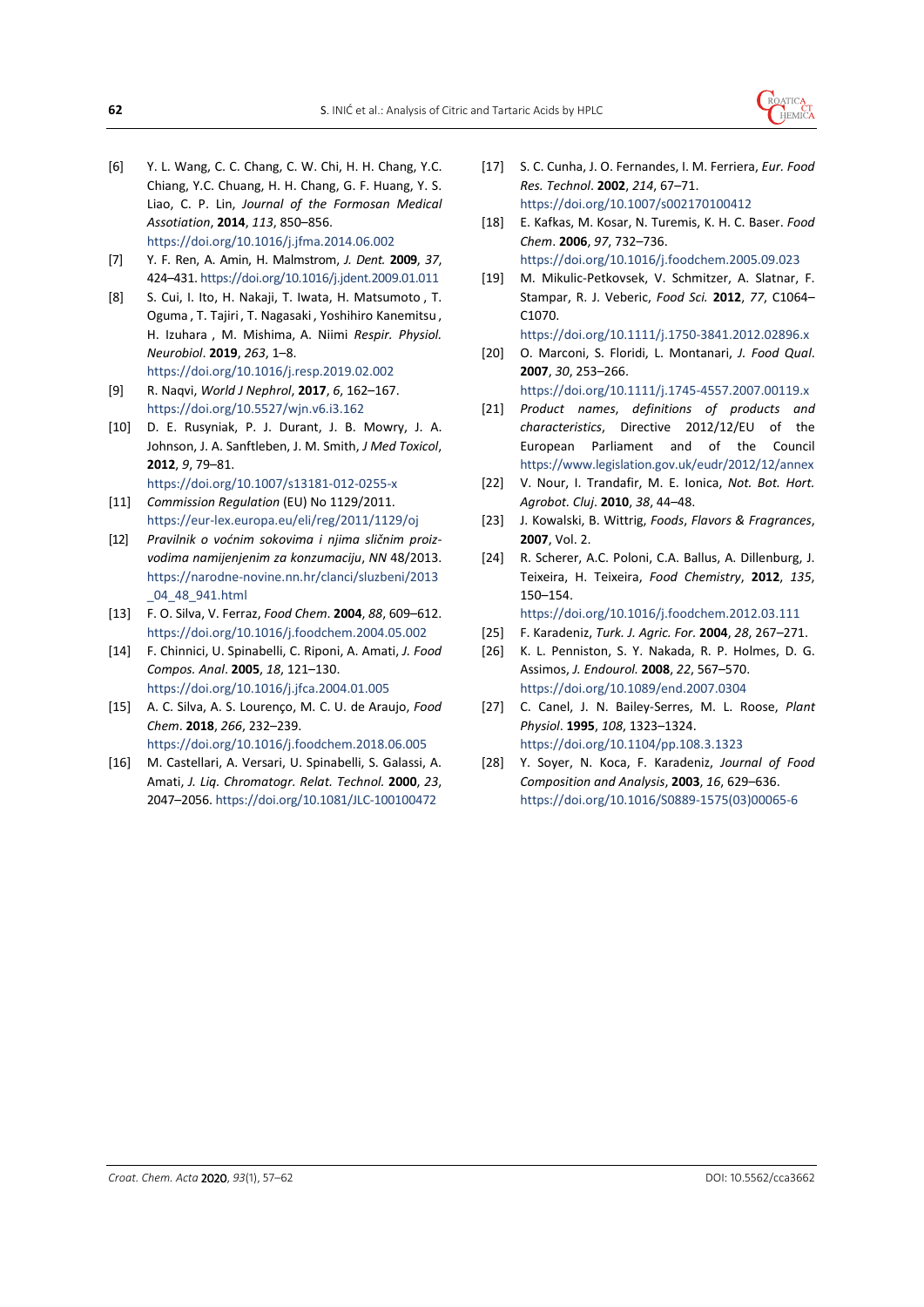[6] Y. L. Wang, C. C. Chang, C. W. Chi, H. H. Chang, Y.C. Chiang, Y.C. Chuang, H. H. Chang, G. F. Huang, Y. S. Liao, C. P. Lin, *Journal of the Formosan Medical Assotiation*, **2014**, *113*, 850–856. https://doi.org/10.1016/j.jfma.2014.06.002

[7] Y. F. Ren, A. Amin, H. Malmstrom, *J. Dent.* **2009**, *37*, 424–431. https://doi.org/10.1016/j.jdent.2009.01.011

[8] S. Cui, I. Ito, H. Nakaji, T. Iwata, H. Matsumoto , T. Oguma , T. Tajiri , T. Nagasaki , Yoshihiro Kanemitsu , H. Izuhara , M. Mishima, A. Niimi *Respir. Physiol. Neurobiol*. **2019**, *263*, 1–8. https://doi.org/10.1016/j.resp.2019.02.002

[9] R. Naqvi, *World J Nephrol*, **2017**, *6*, 162–167. https://doi.org/10.5527/wjn.v6.i3.162

[10] D. E. Rusyniak, P. J. Durant, J. B. Mowry, J. A. Johnson, J. A. Sanftleben, J. M. Smith, *J Med Toxicol*, **2012**, *9*, 79–81. https://doi.org/10.1007/s13181-012-0255-x

[11] *Commission Regulation* (EU) No 1129/2011. https://eur-lex.europa.eu/eli/reg/2011/1129/oj

[12] *Pravilnik o voćnim sokovima i njima sličnim proizvodima namijenjenim za konzumaciju*, *NN* 48/2013. https://narodne-novine.nn.hr/clanci/sluzbeni/2013_04_48_941.html

[13] F. O. Silva, V. Ferraz, *Food Chem*. **2004**, *88*, 609–612. https://doi.org/10.1016/j.foodchem.2004.05.002

[14] F. Chinnici, U. Spinabelli, C. Riponi, A. Amati, *J. Food Compos. Anal*. **2005**, *18*, 121–130. https://doi.org/10.1016/j.jfca.2004.01.005

[15] A. C. Silva, A. S. Lourenço, M. C. U. de Araujo, *Food Chem*. **2018**, *266*, 232–239. https://doi.org/10.1016/j.foodchem.2018.06.005

[16] M. Castellari, A. Versari, U. Spinabelli, S. Galassi, A. Amati, *J. Liq. Chromatogr. Relat. Technol.* **2000**, *23*, 2047–2056. https://doi.org/10.1081/JLC-100100472

[17] S. C. Cunha, J. O. Fernandes, I. M. Ferriera, *Eur. Food Res. Technol*. **2002**, *214*, 67–71. https://doi.org/10.1007/s002170100412

[18] E. Kafkas, M. Kosar, N. Turemis, K. H. C. Baser. *Food Chem*. **2006**, *97*, 732–736. https://doi.org/10.1016/j.foodchem.2005.09.023

[19] M. Mikulic-Petkovsek, V. Schmitzer, A. Slatnar, F. Stampar, R. J. Veberic, *Food Sci.* **2012**, *77*, C1064–C1070. https://doi.org/10.1111/j.1750-3841.2012.02896.x

[20] O. Marconi, S. Floridi, L. Montanari, *J. Food Qual*. **2007**, *30*, 253–266. https://doi.org/10.1111/j.1745-4557.2007.00119.x

[21] *Product names, definitions of products and characteristics*, Directive 2012/12/EU of the European Parliament and of the Council https://www.legislation.gov.uk/eudr/2012/12/annex

[22] V. Nour, I. Trandafir, M. E. Ionica, *Not. Bot. Hort. Agrobot. Cluj*. **2010**, *38*, 44–48.

[23] J. Kowalski, B. Wittrig, *Foods*, *Flavors & Fragrances*, **2007**, Vol. 2.

[24] R. Scherer, A.C. Poloni, C.A. Ballus, A. Dillenburg, J. Teixeira, H. Teixeira, *Food Chemistry*, **2012**, *135*, 150–154. https://doi.org/10.1016/j.foodchem.2012.03.111

[25] F. Karadeniz, *Turk. J. Agric. For.* **2004**, *28*, 267–271.

[26] K. L. Penniston, S. Y. Nakada, R. P. Holmes, D. G. Assimos, *J. Endourol.* **2008**, *22*, 567–570. https://doi.org/10.1089/end.2007.0304

[27] C. Canel, J. N. Bailey-Serres, M. L. Roose, *Plant Physiol*. **1995**, *108*, 1323–1324. https://doi.org/10.1104/pp.108.3.1323

[28] Y. Soyer, N. Koca, F. Karadeniz, *Journal of Food Composition and Analysis*, **2003**, *16*, 629–636. https://doi.org/10.1016/S0889-1575(03)00065-6